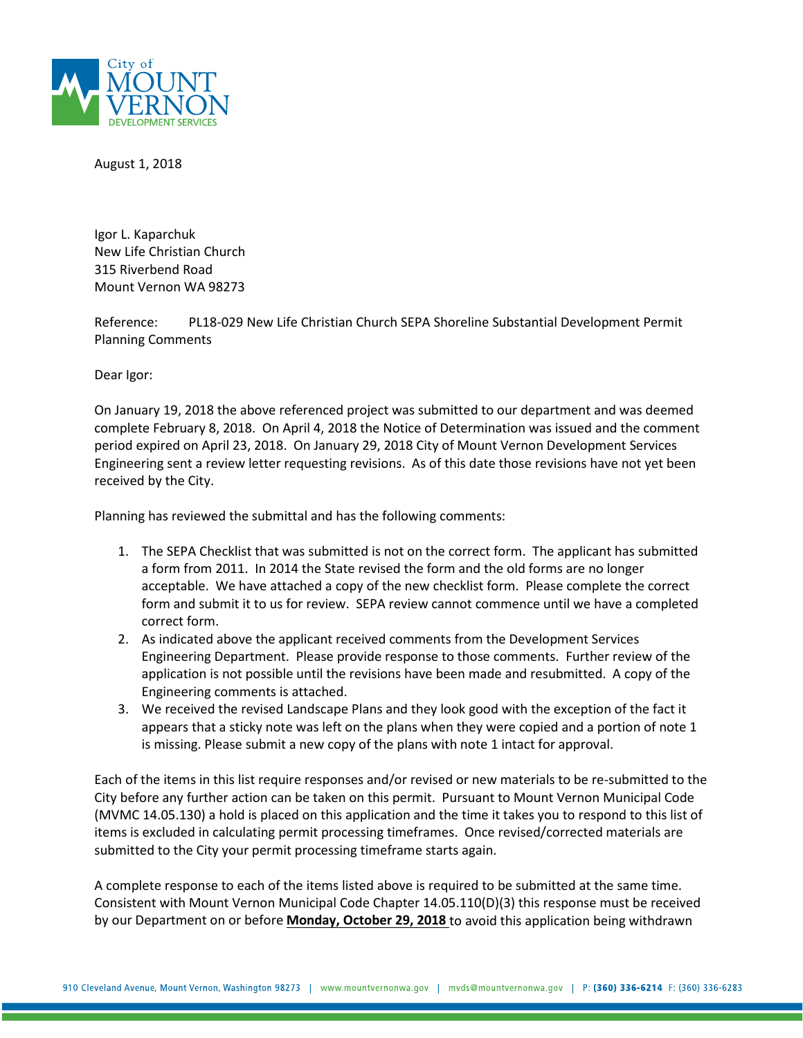City of
MOUNT
VERNON
DEVELOPMENT SERVICES

August 1, 2018

Igor L. Kaparchuk
New Life Christian Church
315 Riverbend Road
Mount Vernon WA 98273

Reference: PL18-029 New Life Christian Church SEPA Shoreline Substantial Development Permit Planning Comments

Dear Igor:

On January 19, 2018 the above referenced project was submitted to our department and was deemed complete February 8, 2018. On April 4, 2018 the Notice of Determination was issued and the comment period expired on April 23, 2018. On January 29, 2018 City of Mount Vernon Development Services Engineering sent a review letter requesting revisions. As of this date those revisions have not yet been received by the City.

Planning has reviewed the submittal and has the following comments:

1. The SEPA Checklist that was submitted is not on the correct form. The applicant has submitted a form from 2011. In 2014 the State revised the form and the old forms are no longer acceptable. We have attached a copy of the new checklist form. Please complete the correct form and submit it to us for review. SEPA review cannot commence until we have a completed correct form.
2. As indicated above the applicant received comments from the Development Services Engineering Department. Please provide response to those comments. Further review of the application is not possible until the revisions have been made and resubmitted. A copy of the Engineering comments is attached.
3. We received the revised Landscape Plans and they look good with the exception of the fact it appears that a sticky note was left on the plans when they were copied and a portion of note 1 is missing. Please submit a new copy of the plans with note 1 intact for approval.

Each of the items in this list require responses and/or revised or new materials to be re-submitted to the City before any further action can be taken on this permit. Pursuant to Mount Vernon Municipal Code (MVMC 14.05.130) a hold is placed on this application and the time it takes you to respond to this list of items is excluded in calculating permit processing timeframes. Once revised/corrected materials are submitted to the City your permit processing timeframe starts again.

A complete response to each of the items listed above is required to be submitted at the same time. Consistent with Mount Vernon Municipal Code Chapter 14.05.110(D)(3) this response must be received by our Department on or before **Monday, October 29, 2018** to avoid this application being withdrawn

910 Cleveland Avenue, Mount Vernon, Washington 98273 | www.mountvernonwa.gov | mvds@mountvernonwa.gov | P: **(360) 336-6214** F: (360) 336-6283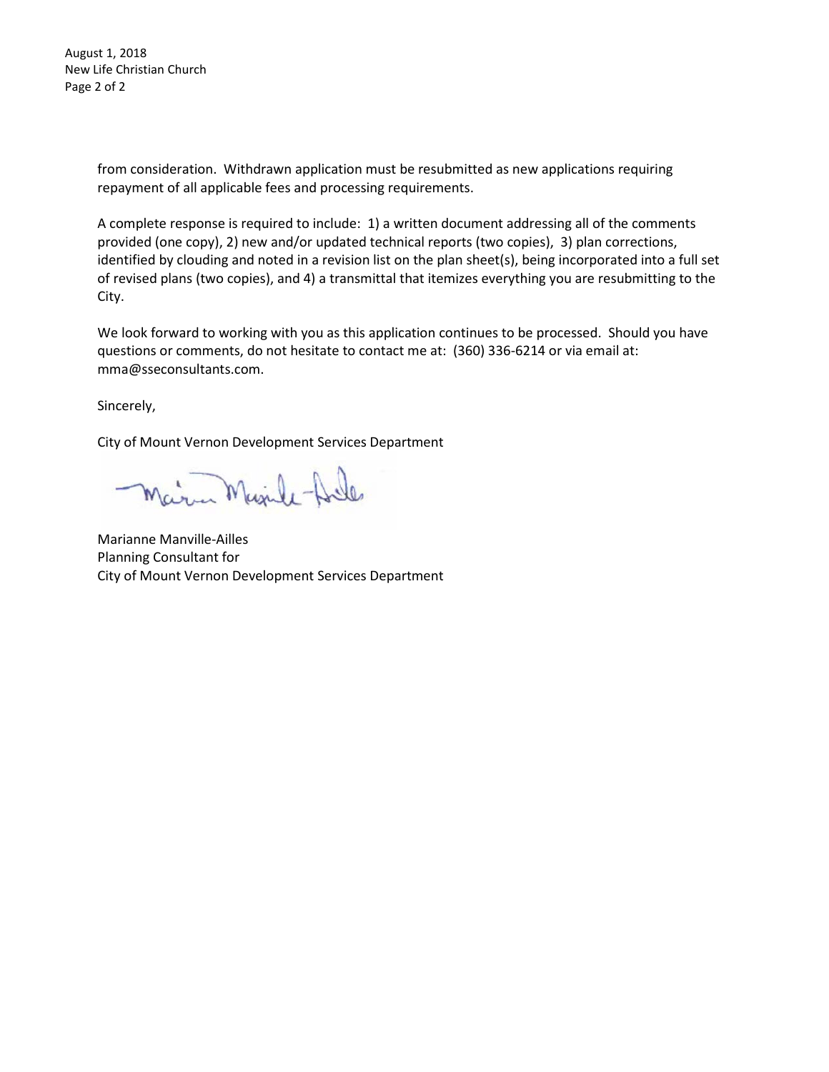from consideration. Withdrawn application must be resubmitted as new applications requiring repayment of all applicable fees and processing requirements.

A complete response is required to include: 1) a written document addressing all of the comments provided (one copy), 2) new and/or updated technical reports (two copies), 3) plan corrections, identified by clouding and noted in a revision list on the plan sheet(s), being incorporated into a full set of revised plans (two copies), and 4) a transmittal that itemizes everything you are resubmitting to the City.

We look forward to working with you as this application continues to be processed. Should you have questions or comments, do not hesitate to contact me at: (360) 336-6214 or via email at: mma@sseconsultants.com.

Sincerely,

City of Mount Vernon Development Services Department

Marianne Manville-Ailles
Planning Consultant for
City of Mount Vernon Development Services Department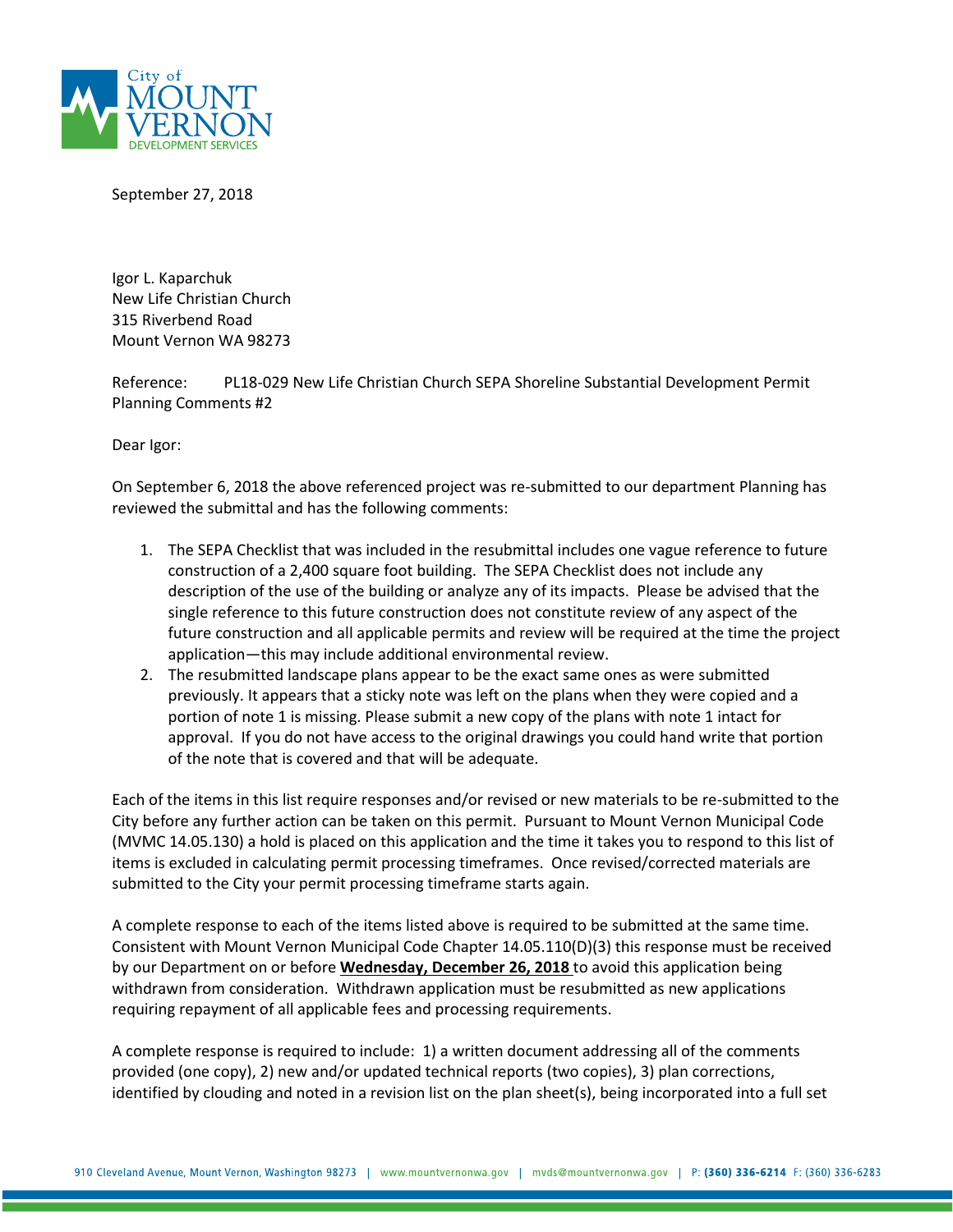City of
MOUNT
VERNON
DEVELOPMENT SERVICES

September 27, 2018

Igor L. Kaparchuk
New Life Christian Church
315 Riverbend Road
Mount Vernon WA 98273

Reference: PL18-029 New Life Christian Church SEPA Shoreline Substantial Development Permit Planning Comments #2

Dear Igor:

On September 6, 2018 the above referenced project was re-submitted to our department Planning has reviewed the submittal and has the following comments:

1. The SEPA Checklist that was included in the resubmittal includes one vague reference to future construction of a 2,400 square foot building. The SEPA Checklist does not include any description of the use of the building or analyze any of its impacts. Please be advised that the single reference to this future construction does not constitute review of any aspect of the future construction and all applicable permits and review will be required at the time the project application—this may include additional environmental review.
2. The resubmitted landscape plans appear to be the exact same ones as were submitted previously. It appears that a sticky note was left on the plans when they were copied and a portion of note 1 is missing. Please submit a new copy of the plans with note 1 intact for approval. If you do not have access to the original drawings you could hand write that portion of the note that is covered and that will be adequate.

Each of the items in this list require responses and/or revised or new materials to be re-submitted to the City before any further action can be taken on this permit. Pursuant to Mount Vernon Municipal Code (MVMC 14.05.130) a hold is placed on this application and the time it takes you to respond to this list of items is excluded in calculating permit processing timeframes. Once revised/corrected materials are submitted to the City your permit processing timeframe starts again.

A complete response to each of the items listed above is required to be submitted at the same time. Consistent with Mount Vernon Municipal Code Chapter 14.05.110(D)(3) this response must be received by our Department on or before **Wednesday, December 26, 2018** to avoid this application being withdrawn from consideration. Withdrawn application must be resubmitted as new applications requiring repayment of all applicable fees and processing requirements.

A complete response is required to include: 1) a written document addressing all of the comments provided (one copy), 2) new and/or updated technical reports (two copies), 3) plan corrections, identified by clouding and noted in a revision list on the plan sheet(s), being incorporated into a full set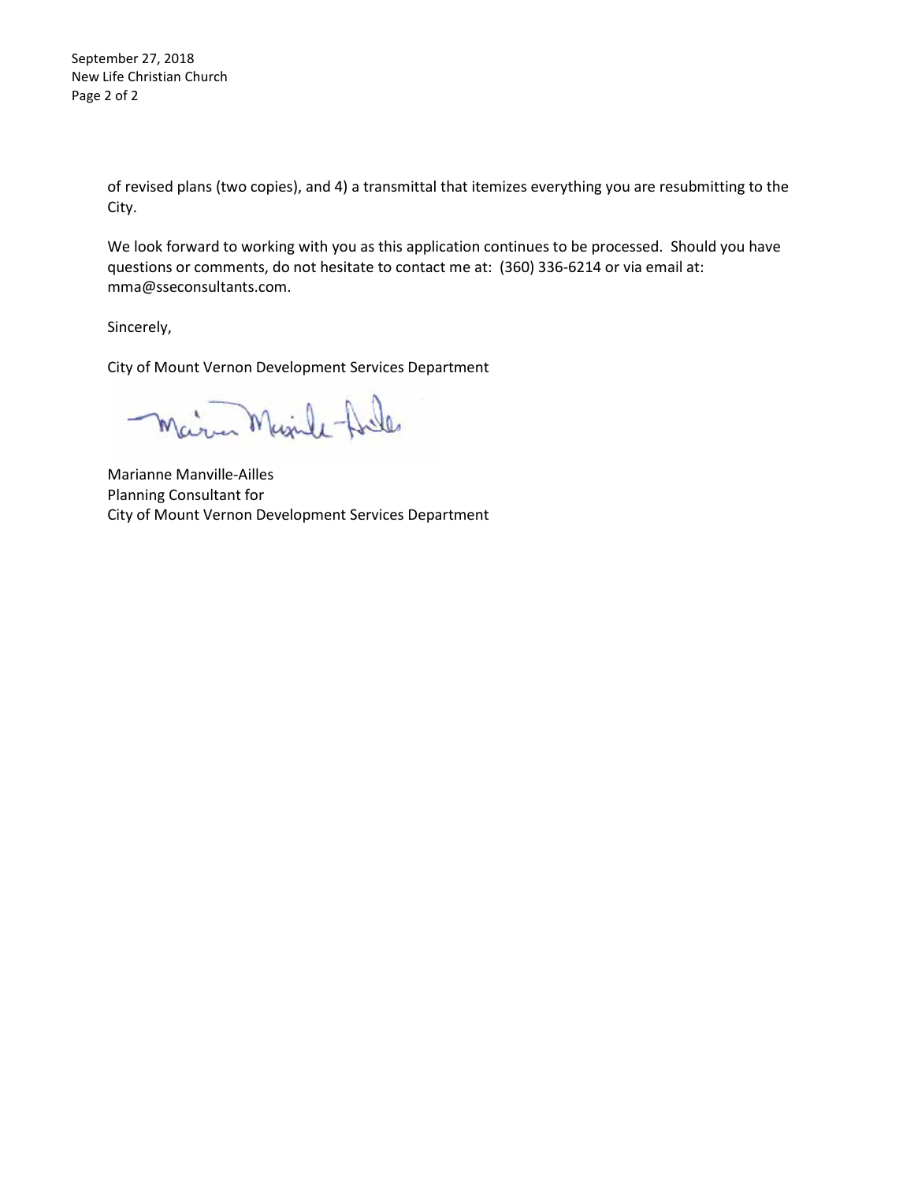of revised plans (two copies), and 4) a transmittal that itemizes everything you are resubmitting to the City.

We look forward to working with you as this application continues to be processed. Should you have questions or comments, do not hesitate to contact me at: (360) 336-6214 or via email at: mma@sseconsultants.com.

Sincerely,

City of Mount Vernon Development Services Department

Marianne Manville-Ailles
Planning Consultant for
City of Mount Vernon Development Services Department